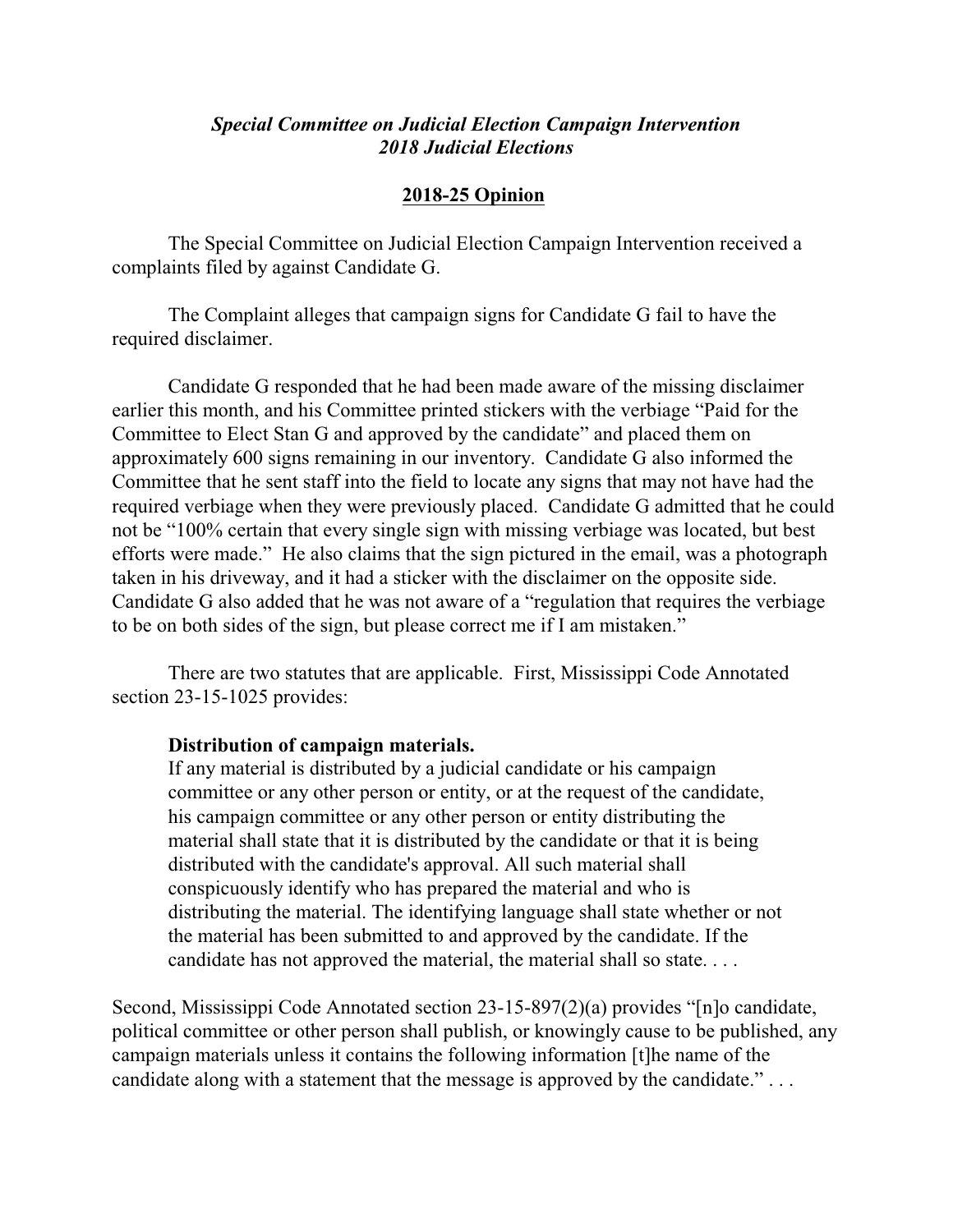***Special Committee on Judicial Election Campaign Intervention***
***2018 Judicial Elections***

**2018-25 Opinion**

The Special Committee on Judicial Election Campaign Intervention received a complaints filed by against Candidate G.

The Complaint alleges that campaign signs for Candidate G fail to have the required disclaimer.

Candidate G responded that he had been made aware of the missing disclaimer earlier this month, and his Committee printed stickers with the verbiage "Paid for the Committee to Elect Stan G and approved by the candidate" and placed them on approximately 600 signs remaining in our inventory. Candidate G also informed the Committee that he sent staff into the field to locate any signs that may not have had the required verbiage when they were previously placed. Candidate G admitted that he could not be "100% certain that every single sign with missing verbiage was located, but best efforts were made." He also claims that the sign pictured in the email, was a photograph taken in his driveway, and it had a sticker with the disclaimer on the opposite side. Candidate G also added that he was not aware of a "regulation that requires the verbiage to be on both sides of the sign, but please correct me if I am mistaken."

There are two statutes that are applicable. First, Mississippi Code Annotated section 23-15-1025 provides:

> **Distribution of campaign materials.**
> If any material is distributed by a judicial candidate or his campaign committee or any other person or entity, or at the request of the candidate, his campaign committee or any other person or entity distributing the material shall state that it is distributed by the candidate or that it is being distributed with the candidate's approval. All such material shall conspicuously identify who has prepared the material and who is distributing the material. The identifying language shall state whether or not the material has been submitted to and approved by the candidate. If the candidate has not approved the material, the material shall so state. . . .

Second, Mississippi Code Annotated section 23-15-897(2)(a) provides "[n]o candidate, political committee or other person shall publish, or knowingly cause to be published, any campaign materials unless it contains the following information [t]he name of the candidate along with a statement that the message is approved by the candidate." . . .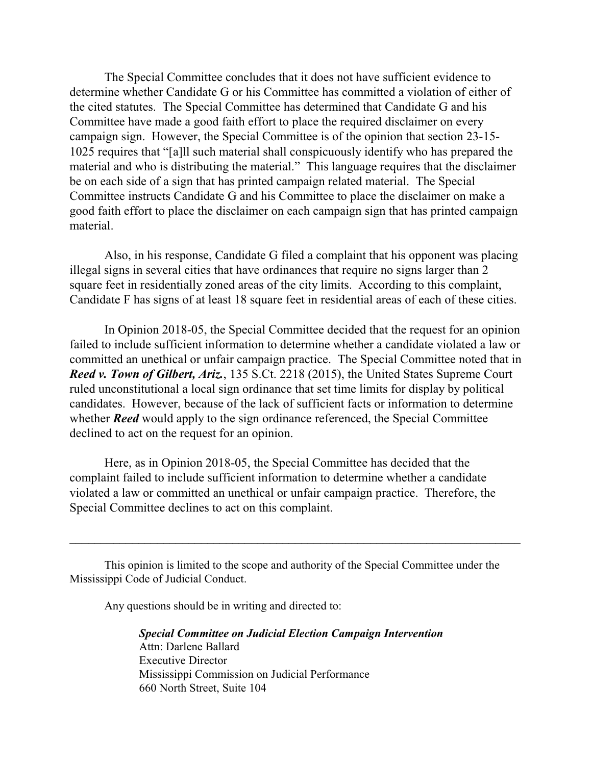The Special Committee concludes that it does not have sufficient evidence to determine whether Candidate G or his Committee has committed a violation of either of the cited statutes. The Special Committee has determined that Candidate G and his Committee have made a good faith effort to place the required disclaimer on every campaign sign. However, the Special Committee is of the opinion that section 23-15-1025 requires that "[a]ll such material shall conspicuously identify who has prepared the material and who is distributing the material." This language requires that the disclaimer be on each side of a sign that has printed campaign related material. The Special Committee instructs Candidate G and his Committee to place the disclaimer on make a good faith effort to place the disclaimer on each campaign sign that has printed campaign material.

Also, in his response, Candidate G filed a complaint that his opponent was placing illegal signs in several cities that have ordinances that require no signs larger than 2 square feet in residentially zoned areas of the city limits. According to this complaint, Candidate F has signs of at least 18 square feet in residential areas of each of these cities.

In Opinion 2018-05, the Special Committee decided that the request for an opinion failed to include sufficient information to determine whether a candidate violated a law or committed an unethical or unfair campaign practice. The Special Committee noted that in ***Reed v. Town of Gilbert, Ariz.***, 135 S.Ct. 2218 (2015), the United States Supreme Court ruled unconstitutional a local sign ordinance that set time limits for display by political candidates. However, because of the lack of sufficient facts or information to determine whether ***Reed*** would apply to the sign ordinance referenced, the Special Committee declined to act on the request for an opinion.

Here, as in Opinion 2018-05, the Special Committee has decided that the complaint failed to include sufficient information to determine whether a candidate violated a law or committed an unethical or unfair campaign practice. Therefore, the Special Committee declines to act on this complaint.

---

This opinion is limited to the scope and authority of the Special Committee under the Mississippi Code of Judicial Conduct.

Any questions should be in writing and directed to:

> ***Special Committee on Judicial Election Campaign Intervention***
> Attn: Darlene Ballard
> Executive Director
> Mississippi Commission on Judicial Performance
> 660 North Street, Suite 104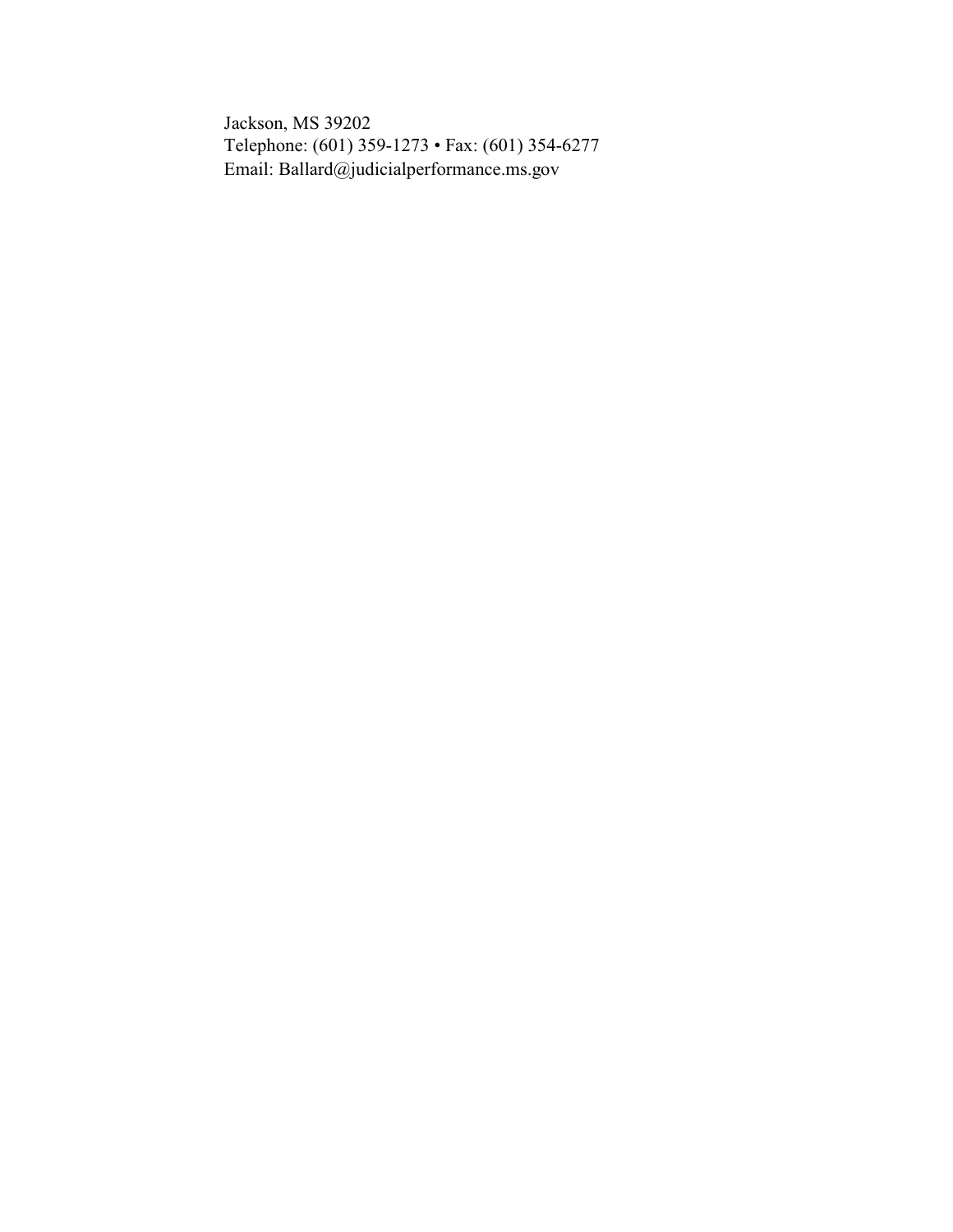Jackson, MS 39202
Telephone: (601) 359-1273 • Fax: (601) 354-6277
Email: Ballard@judicialperformance.ms.gov